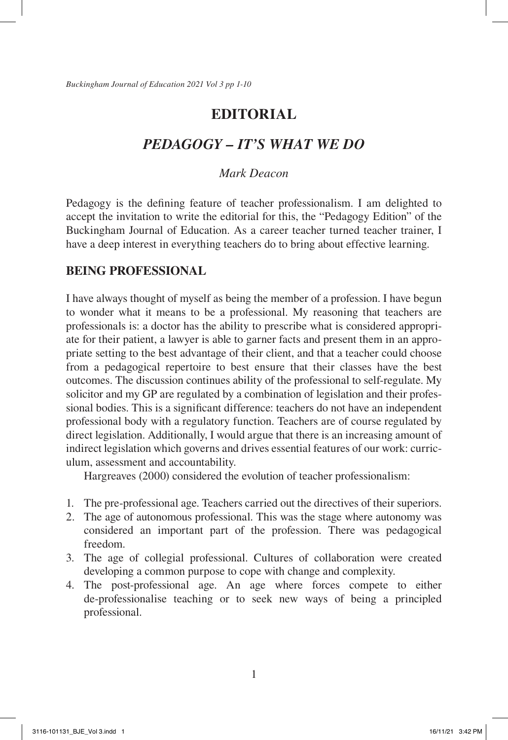# EDITORIAL

## *PEDAGOGY – IT'S WHAT WE DO*

*Mark Deacon*

Pedagogy is the defining feature of teacher professionalism. I am delighted to accept the invitation to write the editorial for this, the "Pedagogy Edition" of the Buckingham Journal of Education. As a career teacher turned teacher trainer, I have a deep interest in everything teachers do to bring about effective learning.

## BEING PROFESSIONAL

I have always thought of myself as being the member of a profession. I have begun to wonder what it means to be a professional. My reasoning that teachers are professionals is: a doctor has the ability to prescribe what is considered appropriate for their patient, a lawyer is able to garner facts and present them in an appropriate setting to the best advantage of their client, and that a teacher could choose from a pedagogical repertoire to best ensure that their classes have the best outcomes. The discussion continues ability of the professional to self-regulate. My solicitor and my GP are regulated by a combination of legislation and their professional bodies. This is a significant difference: teachers do not have an independent professional body with a regulatory function. Teachers are of course regulated by direct legislation. Additionally, I would argue that there is an increasing amount of indirect legislation which governs and drives essential features of our work: curriculum, assessment and accountability.

Hargreaves (2000) considered the evolution of teacher professionalism:

1. The pre-professional age. Teachers carried out the directives of their superiors.
2. The age of autonomous professional. This was the stage where autonomy was considered an important part of the profession. There was pedagogical freedom.
3. The age of collegial professional. Cultures of collaboration were created developing a common purpose to cope with change and complexity.
4. The post-professional age. An age where forces compete to either de-professionalise teaching or to seek new ways of being a principled professional.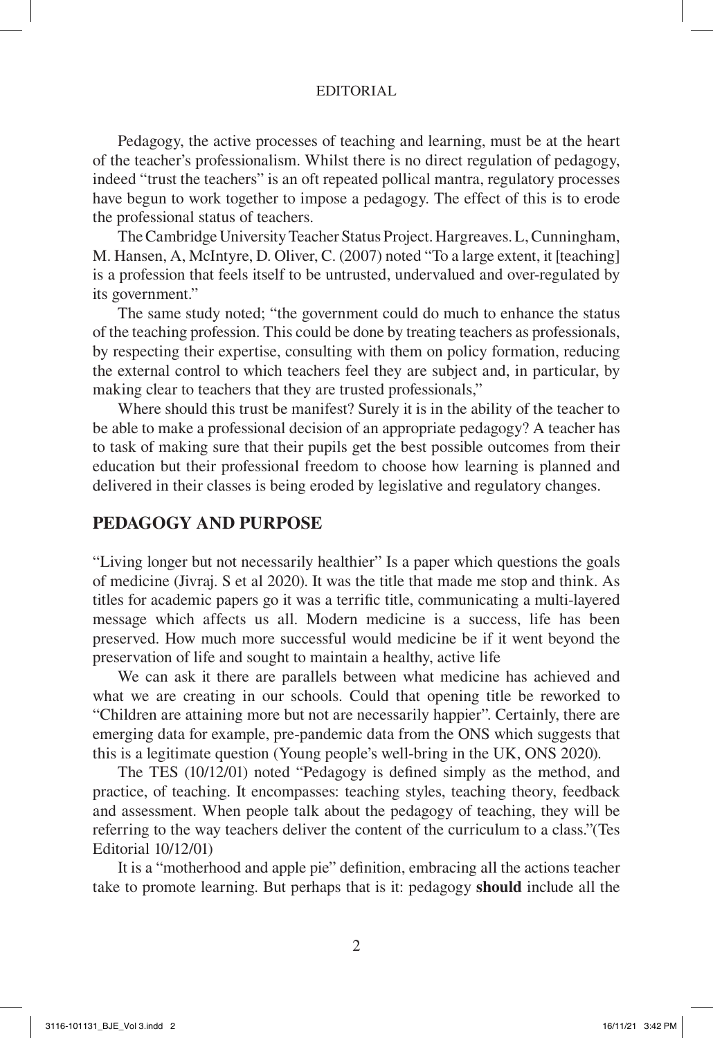Pedagogy, the active processes of teaching and learning, must be at the heart of the teacher's professionalism. Whilst there is no direct regulation of pedagogy, indeed "trust the teachers" is an oft repeated pollical mantra, regulatory processes have begun to work together to impose a pedagogy. The effect of this is to erode the professional status of teachers.

The Cambridge University Teacher Status Project. Hargreaves. L, Cunningham, M. Hansen, A, McIntyre, D. Oliver, C. (2007) noted "To a large extent, it [teaching] is a profession that feels itself to be untrusted, undervalued and over-regulated by its government."

The same study noted; "the government could do much to enhance the status of the teaching profession. This could be done by treating teachers as professionals, by respecting their expertise, consulting with them on policy formation, reducing the external control to which teachers feel they are subject and, in particular, by making clear to teachers that they are trusted professionals,"

Where should this trust be manifest? Surely it is in the ability of the teacher to be able to make a professional decision of an appropriate pedagogy? A teacher has to task of making sure that their pupils get the best possible outcomes from their education but their professional freedom to choose how learning is planned and delivered in their classes is being eroded by legislative and regulatory changes.

## PEDAGOGY AND PURPOSE

"Living longer but not necessarily healthier" Is a paper which questions the goals of medicine (Jivraj. S et al 2020). It was the title that made me stop and think. As titles for academic papers go it was a terrific title, communicating a multi-layered message which affects us all. Modern medicine is a success, life has been preserved. How much more successful would medicine be if it went beyond the preservation of life and sought to maintain a healthy, active life

We can ask it there are parallels between what medicine has achieved and what we are creating in our schools. Could that opening title be reworked to "Children are attaining more but not are necessarily happier". Certainly, there are emerging data for example, pre-pandemic data from the ONS which suggests that this is a legitimate question (Young people's well-bring in the UK, ONS 2020).

The TES (10/12/01) noted "Pedagogy is defined simply as the method, and practice, of teaching. It encompasses: teaching styles, teaching theory, feedback and assessment. When people talk about the pedagogy of teaching, they will be referring to the way teachers deliver the content of the curriculum to a class."(Tes Editorial 10/12/01)

It is a "motherhood and apple pie" definition, embracing all the actions teacher take to promote learning. But perhaps that is it: pedagogy **should** include all the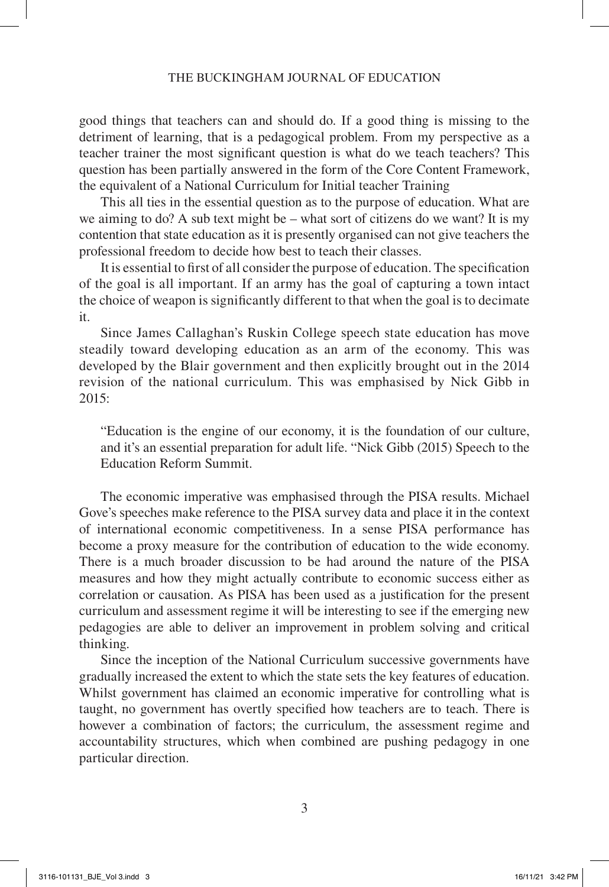good things that teachers can and should do. If a good thing is missing to the detriment of learning, that is a pedagogical problem. From my perspective as a teacher trainer the most significant question is what do we teach teachers? This question has been partially answered in the form of the Core Content Framework, the equivalent of a National Curriculum for Initial teacher Training

This all ties in the essential question as to the purpose of education. What are we aiming to do? A sub text might be – what sort of citizens do we want? It is my contention that state education as it is presently organised can not give teachers the professional freedom to decide how best to teach their classes.

It is essential to first of all consider the purpose of education. The specification of the goal is all important. If an army has the goal of capturing a town intact the choice of weapon is significantly different to that when the goal is to decimate it.

Since James Callaghan's Ruskin College speech state education has move steadily toward developing education as an arm of the economy. This was developed by the Blair government and then explicitly brought out in the 2014 revision of the national curriculum. This was emphasised by Nick Gibb in 2015:

> "Education is the engine of our economy, it is the foundation of our culture, and it's an essential preparation for adult life. "Nick Gibb (2015) Speech to the Education Reform Summit.

The economic imperative was emphasised through the PISA results. Michael Gove's speeches make reference to the PISA survey data and place it in the context of international economic competitiveness. In a sense PISA performance has become a proxy measure for the contribution of education to the wide economy. There is a much broader discussion to be had around the nature of the PISA measures and how they might actually contribute to economic success either as correlation or causation. As PISA has been used as a justification for the present curriculum and assessment regime it will be interesting to see if the emerging new pedagogies are able to deliver an improvement in problem solving and critical thinking.

Since the inception of the National Curriculum successive governments have gradually increased the extent to which the state sets the key features of education. Whilst government has claimed an economic imperative for controlling what is taught, no government has overtly specified how teachers are to teach. There is however a combination of factors; the curriculum, the assessment regime and accountability structures, which when combined are pushing pedagogy in one particular direction.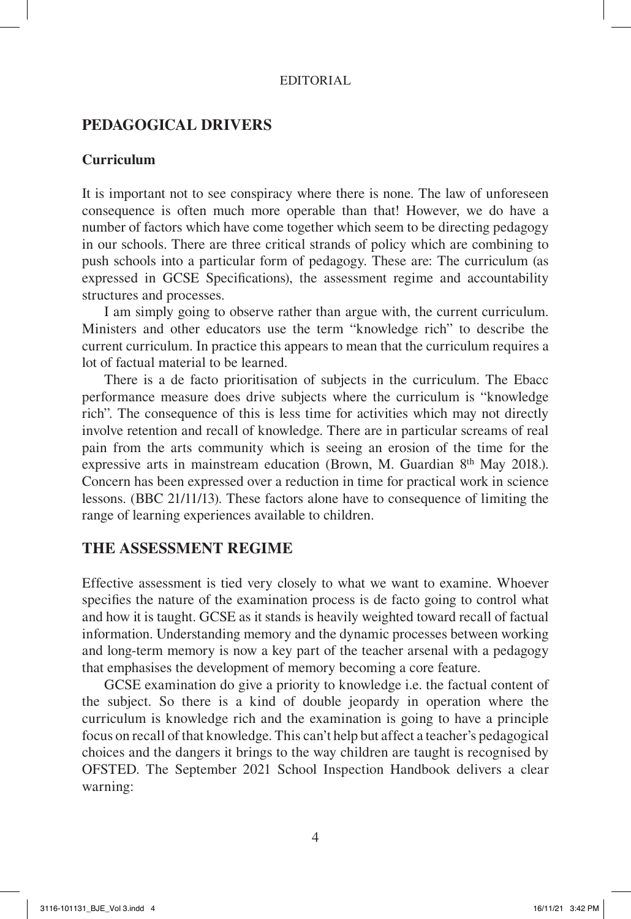## PEDAGOGICAL DRIVERS

### Curriculum

It is important not to see conspiracy where there is none. The law of unforeseen consequence is often much more operable than that! However, we do have a number of factors which have come together which seem to be directing pedagogy in our schools. There are three critical strands of policy which are combining to push schools into a particular form of pedagogy. These are: The curriculum (as expressed in GCSE Specifications), the assessment regime and accountability structures and processes.

I am simply going to observe rather than argue with, the current curriculum. Ministers and other educators use the term "knowledge rich" to describe the current curriculum. In practice this appears to mean that the curriculum requires a lot of factual material to be learned.

There is a de facto prioritisation of subjects in the curriculum. The Ebacc performance measure does drive subjects where the curriculum is "knowledge rich". The consequence of this is less time for activities which may not directly involve retention and recall of knowledge. There are in particular screams of real pain from the arts community which is seeing an erosion of the time for the expressive arts in mainstream education (Brown, M. Guardian 8th May 2018.). Concern has been expressed over a reduction in time for practical work in science lessons. (BBC 21/11/13). These factors alone have to consequence of limiting the range of learning experiences available to children.

## THE ASSESSMENT REGIME

Effective assessment is tied very closely to what we want to examine. Whoever specifies the nature of the examination process is de facto going to control what and how it is taught. GCSE as it stands is heavily weighted toward recall of factual information. Understanding memory and the dynamic processes between working and long-term memory is now a key part of the teacher arsenal with a pedagogy that emphasises the development of memory becoming a core feature.

GCSE examination do give a priority to knowledge i.e. the factual content of the subject. So there is a kind of double jeopardy in operation where the curriculum is knowledge rich and the examination is going to have a principle focus on recall of that knowledge. This can't help but affect a teacher's pedagogical choices and the dangers it brings to the way children are taught is recognised by OFSTED. The September 2021 School Inspection Handbook delivers a clear warning: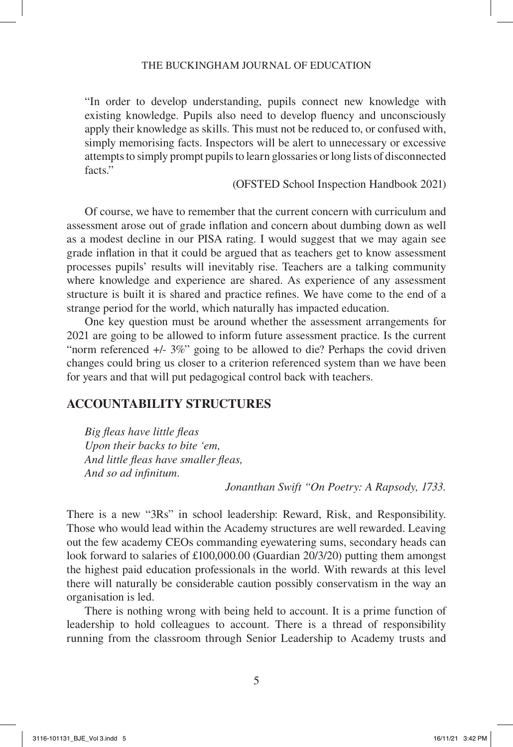> "In order to develop understanding, pupils connect new knowledge with existing knowledge. Pupils also need to develop fluency and unconsciously apply their knowledge as skills. This must not be reduced to, or confused with, simply memorising facts. Inspectors will be alert to unnecessary or excessive attempts to simply prompt pupils to learn glossaries or long lists of disconnected facts."
>
> (OFSTED School Inspection Handbook 2021)

Of course, we have to remember that the current concern with curriculum and assessment arose out of grade inflation and concern about dumbing down as well as a modest decline in our PISA rating. I would suggest that we may again see grade inflation in that it could be argued that as teachers get to know assessment processes pupils' results will inevitably rise. Teachers are a talking community where knowledge and experience are shared. As experience of any assessment structure is built it is shared and practice refines. We have come to the end of a strange period for the world, which naturally has impacted education.

One key question must be around whether the assessment arrangements for 2021 are going to be allowed to inform future assessment practice. Is the current "norm referenced +/- 3%" going to be allowed to die? Perhaps the covid driven changes could bring us closer to a criterion referenced system than we have been for years and that will put pedagogical control back with teachers.

## ACCOUNTABILITY STRUCTURES

*Big fleas have little fleas*
*Upon their backs to bite 'em,*
*And little fleas have smaller fleas,*
*And so ad infinitum.*

*Jonanthan Swift "On Poetry: A Rapsody, 1733.*

There is a new "3Rs" in school leadership: Reward, Risk, and Responsibility. Those who would lead within the Academy structures are well rewarded. Leaving out the few academy CEOs commanding eyewatering sums, secondary heads can look forward to salaries of £100,000.00 (Guardian 20/3/20) putting them amongst the highest paid education professionals in the world. With rewards at this level there will naturally be considerable caution possibly conservatism in the way an organisation is led.

There is nothing wrong with being held to account. It is a prime function of leadership to hold colleagues to account. There is a thread of responsibility running from the classroom through Senior Leadership to Academy trusts and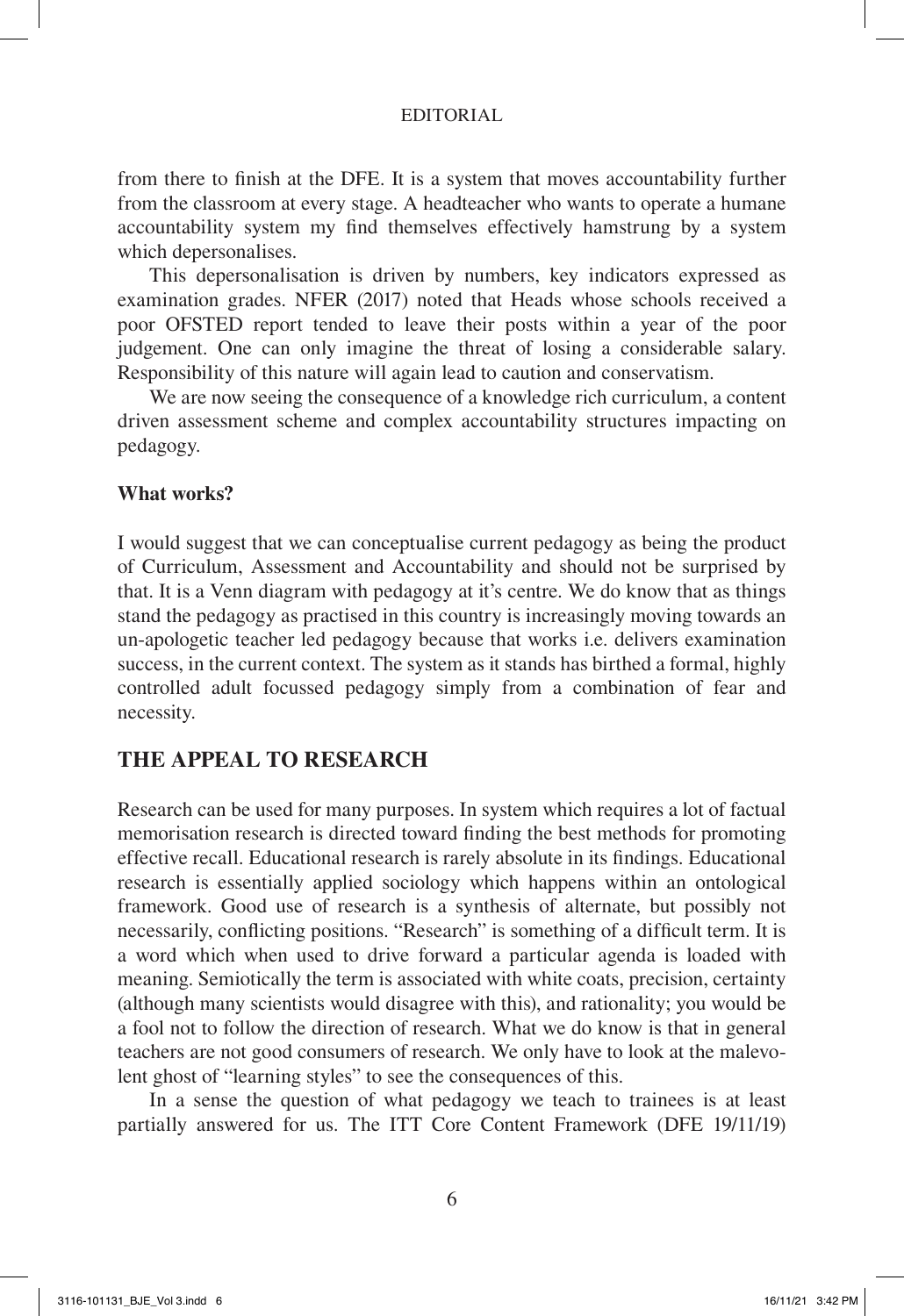from there to finish at the DFE. It is a system that moves accountability further from the classroom at every stage. A headteacher who wants to operate a humane accountability system my find themselves effectively hamstrung by a system which depersonalises.

This depersonalisation is driven by numbers, key indicators expressed as examination grades. NFER (2017) noted that Heads whose schools received a poor OFSTED report tended to leave their posts within a year of the poor judgement. One can only imagine the threat of losing a considerable salary. Responsibility of this nature will again lead to caution and conservatism.

We are now seeing the consequence of a knowledge rich curriculum, a content driven assessment scheme and complex accountability structures impacting on pedagogy.

**What works?**

I would suggest that we can conceptualise current pedagogy as being the product of Curriculum, Assessment and Accountability and should not be surprised by that. It is a Venn diagram with pedagogy at it's centre. We do know that as things stand the pedagogy as practised in this country is increasingly moving towards an un-apologetic teacher led pedagogy because that works i.e. delivers examination success, in the current context. The system as it stands has birthed a formal, highly controlled adult focussed pedagogy simply from a combination of fear and necessity.

## THE APPEAL TO RESEARCH

Research can be used for many purposes. In system which requires a lot of factual memorisation research is directed toward finding the best methods for promoting effective recall. Educational research is rarely absolute in its findings. Educational research is essentially applied sociology which happens within an ontological framework. Good use of research is a synthesis of alternate, but possibly not necessarily, conflicting positions. "Research" is something of a difficult term. It is a word which when used to drive forward a particular agenda is loaded with meaning. Semiotically the term is associated with white coats, precision, certainty (although many scientists would disagree with this), and rationality; you would be a fool not to follow the direction of research. What we do know is that in general teachers are not good consumers of research. We only have to look at the malevolent ghost of "learning styles" to see the consequences of this.

In a sense the question of what pedagogy we teach to trainees is at least partially answered for us. The ITT Core Content Framework (DFE 19/11/19)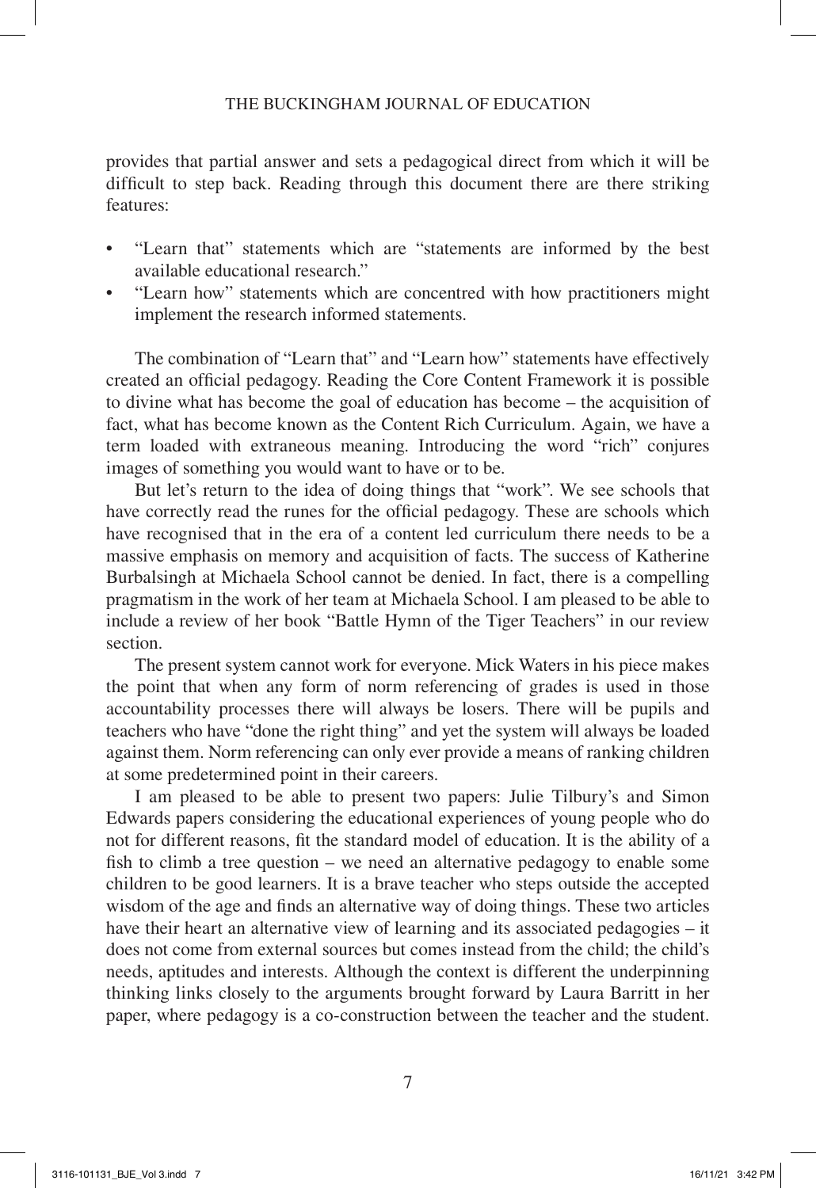provides that partial answer and sets a pedagogical direct from which it will be difficult to step back. Reading through this document there are there striking features:

- "Learn that" statements which are "statements are informed by the best available educational research."
- "Learn how" statements which are concentred with how practitioners might implement the research informed statements.

The combination of "Learn that" and "Learn how" statements have effectively created an official pedagogy. Reading the Core Content Framework it is possible to divine what has become the goal of education has become – the acquisition of fact, what has become known as the Content Rich Curriculum. Again, we have a term loaded with extraneous meaning. Introducing the word "rich" conjures images of something you would want to have or to be.

But let's return to the idea of doing things that "work". We see schools that have correctly read the runes for the official pedagogy. These are schools which have recognised that in the era of a content led curriculum there needs to be a massive emphasis on memory and acquisition of facts. The success of Katherine Burbalsingh at Michaela School cannot be denied. In fact, there is a compelling pragmatism in the work of her team at Michaela School. I am pleased to be able to include a review of her book "Battle Hymn of the Tiger Teachers" in our review section.

The present system cannot work for everyone. Mick Waters in his piece makes the point that when any form of norm referencing of grades is used in those accountability processes there will always be losers. There will be pupils and teachers who have "done the right thing" and yet the system will always be loaded against them. Norm referencing can only ever provide a means of ranking children at some predetermined point in their careers.

I am pleased to be able to present two papers: Julie Tilbury's and Simon Edwards papers considering the educational experiences of young people who do not for different reasons, fit the standard model of education. It is the ability of a fish to climb a tree question – we need an alternative pedagogy to enable some children to be good learners. It is a brave teacher who steps outside the accepted wisdom of the age and finds an alternative way of doing things. These two articles have their heart an alternative view of learning and its associated pedagogies – it does not come from external sources but comes instead from the child; the child's needs, aptitudes and interests. Although the context is different the underpinning thinking links closely to the arguments brought forward by Laura Barritt in her paper, where pedagogy is a co-construction between the teacher and the student.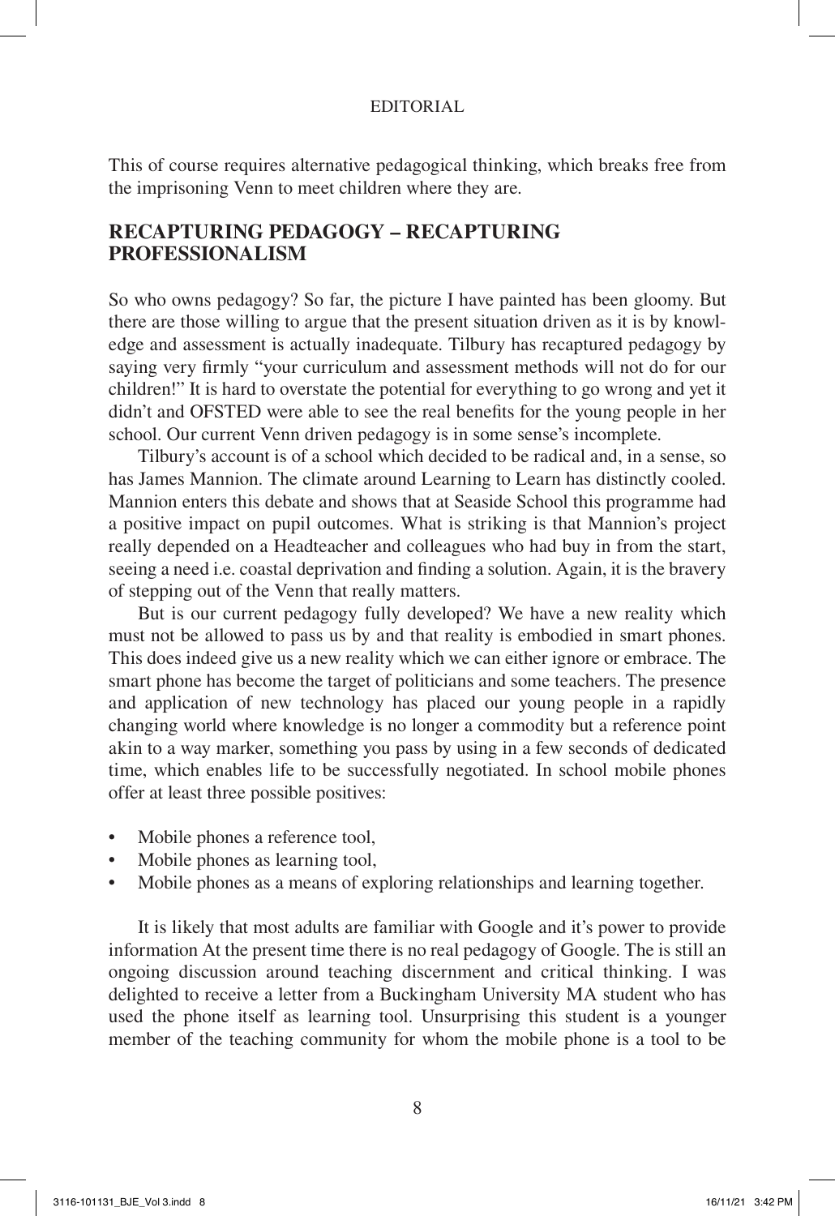This of course requires alternative pedagogical thinking, which breaks free from the imprisoning Venn to meet children where they are.

## RECAPTURING PEDAGOGY – RECAPTURING PROFESSIONALISM

So who owns pedagogy? So far, the picture I have painted has been gloomy. But there are those willing to argue that the present situation driven as it is by knowledge and assessment is actually inadequate. Tilbury has recaptured pedagogy by saying very firmly "your curriculum and assessment methods will not do for our children!" It is hard to overstate the potential for everything to go wrong and yet it didn't and OFSTED were able to see the real benefits for the young people in her school. Our current Venn driven pedagogy is in some sense's incomplete.

Tilbury's account is of a school which decided to be radical and, in a sense, so has James Mannion. The climate around Learning to Learn has distinctly cooled. Mannion enters this debate and shows that at Seaside School this programme had a positive impact on pupil outcomes. What is striking is that Mannion's project really depended on a Headteacher and colleagues who had buy in from the start, seeing a need i.e. coastal deprivation and finding a solution. Again, it is the bravery of stepping out of the Venn that really matters.

But is our current pedagogy fully developed? We have a new reality which must not be allowed to pass us by and that reality is embodied in smart phones. This does indeed give us a new reality which we can either ignore or embrace. The smart phone has become the target of politicians and some teachers. The presence and application of new technology has placed our young people in a rapidly changing world where knowledge is no longer a commodity but a reference point akin to a way marker, something you pass by using in a few seconds of dedicated time, which enables life to be successfully negotiated. In school mobile phones offer at least three possible positives:

- Mobile phones a reference tool,
- Mobile phones as learning tool,
- Mobile phones as a means of exploring relationships and learning together.

It is likely that most adults are familiar with Google and it's power to provide information At the present time there is no real pedagogy of Google. The is still an ongoing discussion around teaching discernment and critical thinking. I was delighted to receive a letter from a Buckingham University MA student who has used the phone itself as learning tool. Unsurprising this student is a younger member of the teaching community for whom the mobile phone is a tool to be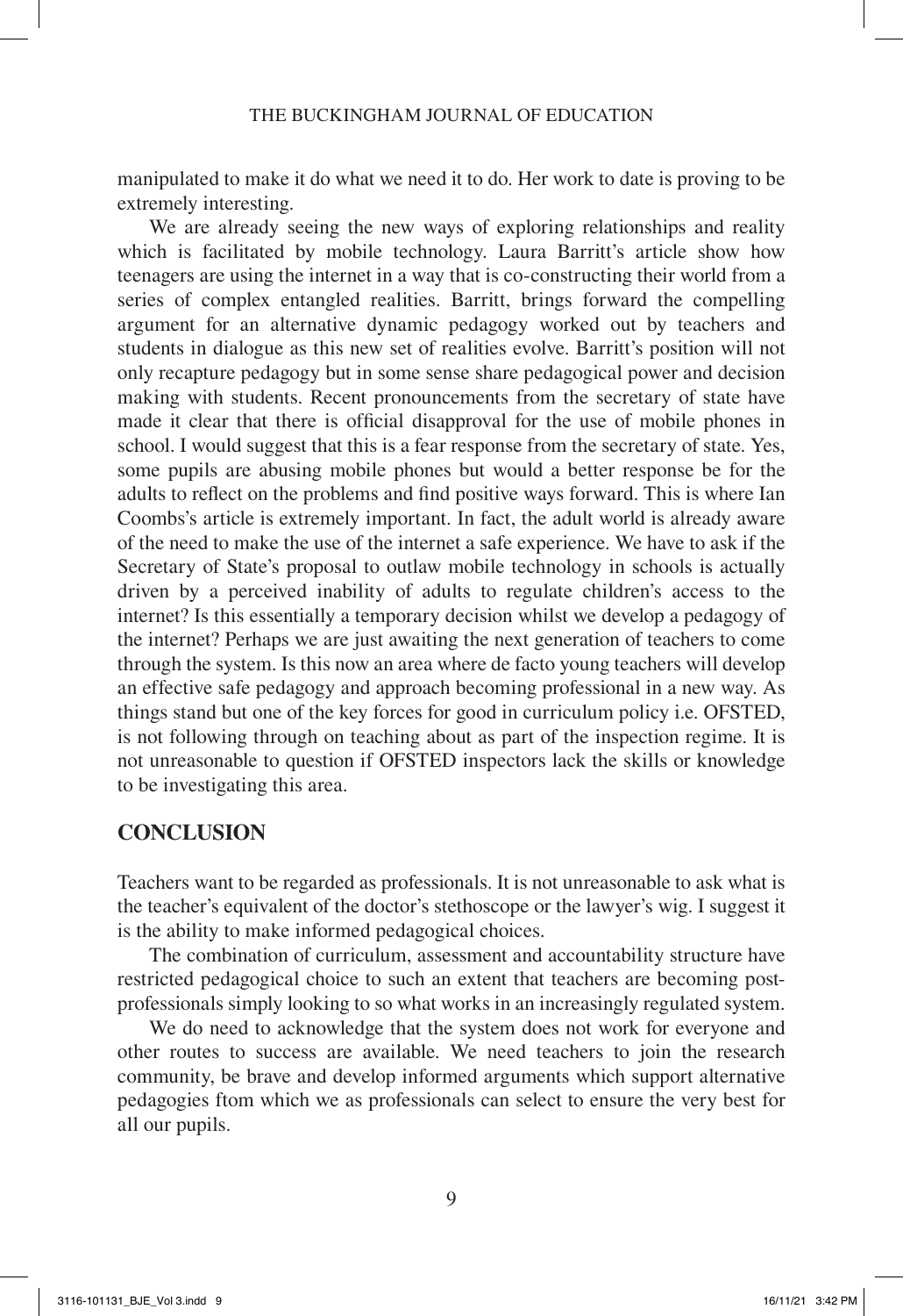manipulated to make it do what we need it to do. Her work to date is proving to be extremely interesting.

We are already seeing the new ways of exploring relationships and reality which is facilitated by mobile technology. Laura Barritt's article show how teenagers are using the internet in a way that is co-constructing their world from a series of complex entangled realities. Barritt, brings forward the compelling argument for an alternative dynamic pedagogy worked out by teachers and students in dialogue as this new set of realities evolve. Barritt's position will not only recapture pedagogy but in some sense share pedagogical power and decision making with students. Recent pronouncements from the secretary of state have made it clear that there is official disapproval for the use of mobile phones in school. I would suggest that this is a fear response from the secretary of state. Yes, some pupils are abusing mobile phones but would a better response be for the adults to reflect on the problems and find positive ways forward. This is where Ian Coombs's article is extremely important. In fact, the adult world is already aware of the need to make the use of the internet a safe experience. We have to ask if the Secretary of State's proposal to outlaw mobile technology in schools is actually driven by a perceived inability of adults to regulate children's access to the internet? Is this essentially a temporary decision whilst we develop a pedagogy of the internet? Perhaps we are just awaiting the next generation of teachers to come through the system. Is this now an area where de facto young teachers will develop an effective safe pedagogy and approach becoming professional in a new way. As things stand but one of the key forces for good in curriculum policy i.e. OFSTED, is not following through on teaching about as part of the inspection regime. It is not unreasonable to question if OFSTED inspectors lack the skills or knowledge to be investigating this area.

## CONCLUSION

Teachers want to be regarded as professionals. It is not unreasonable to ask what is the teacher's equivalent of the doctor's stethoscope or the lawyer's wig. I suggest it is the ability to make informed pedagogical choices.

The combination of curriculum, assessment and accountability structure have restricted pedagogical choice to such an extent that teachers are becoming post-professionals simply looking to so what works in an increasingly regulated system.

We do need to acknowledge that the system does not work for everyone and other routes to success are available. We need teachers to join the research community, be brave and develop informed arguments which support alternative pedagogies ftom which we as professionals can select to ensure the very best for all our pupils.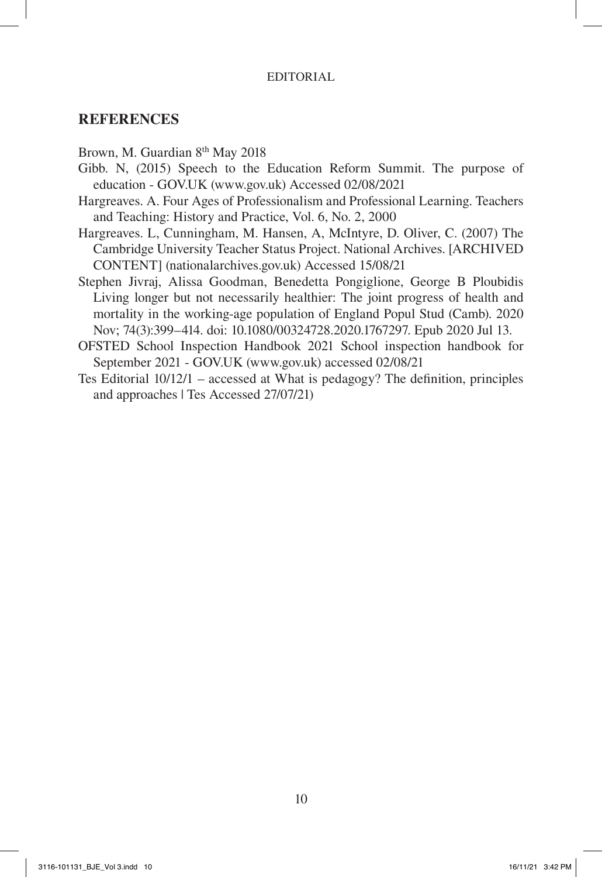## REFERENCES

Brown, M. Guardian 8th May 2018

Gibb. N, (2015) Speech to the Education Reform Summit. The purpose of education - GOV.UK (www.gov.uk) Accessed 02/08/2021

Hargreaves. A. Four Ages of Professionalism and Professional Learning. Teachers and Teaching: History and Practice, Vol. 6, No. 2, 2000

Hargreaves. L, Cunningham, M. Hansen, A, McIntyre, D. Oliver, C. (2007) The Cambridge University Teacher Status Project. National Archives. [ARCHIVED CONTENT] (nationalarchives.gov.uk) Accessed 15/08/21

Stephen Jivraj, Alissa Goodman, Benedetta Pongiglione, George B Ploubidis Living longer but not necessarily healthier: The joint progress of health and mortality in the working-age population of England Popul Stud (Camb). 2020 Nov; 74(3):399–414. doi: 10.1080/00324728.2020.1767297. Epub 2020 Jul 13.

OFSTED School Inspection Handbook 2021 School inspection handbook for September 2021 - GOV.UK (www.gov.uk) accessed 02/08/21

Tes Editorial 10/12/1 – accessed at What is pedagogy? The definition, principles and approaches | Tes Accessed 27/07/21)